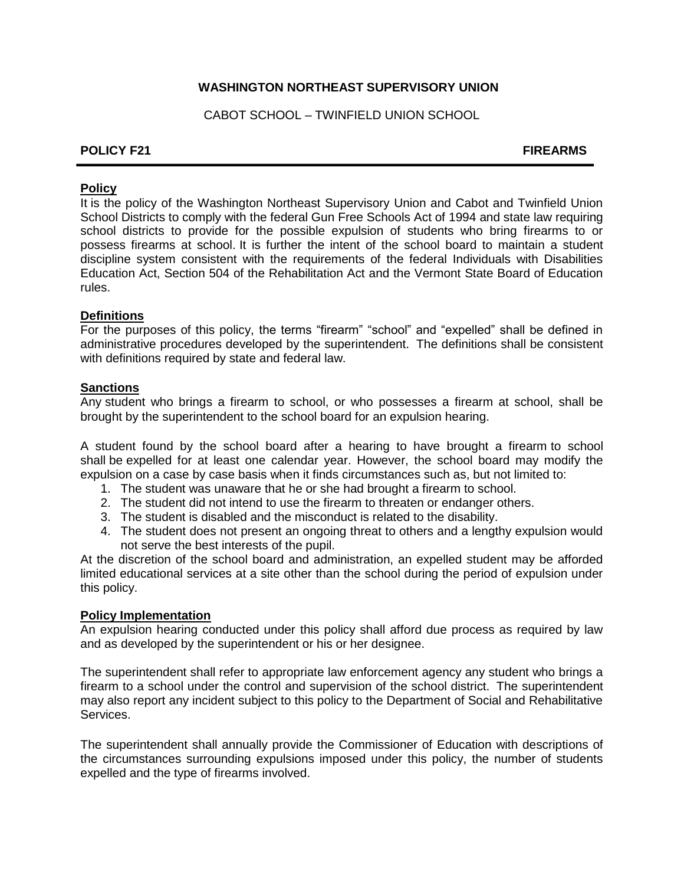**WASHINGTON NORTHEAST SUPERVISORY UNION**

CABOT SCHOOL – TWINFIELD UNION SCHOOL

**POLICY F21** **FIREARMS**

---

## Policy

It is the policy of the Washington Northeast Supervisory Union and Cabot and Twinfield Union School Districts to comply with the federal Gun Free Schools Act of 1994 and state law requiring school districts to provide for the possible expulsion of students who bring firearms to or possess firearms at school. It is further the intent of the school board to maintain a student discipline system consistent with the requirements of the federal Individuals with Disabilities Education Act, Section 504 of the Rehabilitation Act and the Vermont State Board of Education rules.

## Definitions

For the purposes of this policy, the terms "firearm" "school" and "expelled" shall be defined in administrative procedures developed by the superintendent. The definitions shall be consistent with definitions required by state and federal law.

## Sanctions

Any student who brings a firearm to school, or who possesses a firearm at school, shall be brought by the superintendent to the school board for an expulsion hearing.

A student found by the school board after a hearing to have brought a firearm to school shall be expelled for at least one calendar year. However, the school board may modify the expulsion on a case by case basis when it finds circumstances such as, but not limited to:

1. The student was unaware that he or she had brought a firearm to school.
2. The student did not intend to use the firearm to threaten or endanger others.
3. The student is disabled and the misconduct is related to the disability.
4. The student does not present an ongoing threat to others and a lengthy expulsion would not serve the best interests of the pupil.

At the discretion of the school board and administration, an expelled student may be afforded limited educational services at a site other than the school during the period of expulsion under this policy.

## Policy Implementation

An expulsion hearing conducted under this policy shall afford due process as required by law and as developed by the superintendent or his or her designee.

The superintendent shall refer to appropriate law enforcement agency any student who brings a firearm to a school under the control and supervision of the school district. The superintendent may also report any incident subject to this policy to the Department of Social and Rehabilitative Services.

The superintendent shall annually provide the Commissioner of Education with descriptions of the circumstances surrounding expulsions imposed under this policy, the number of students expelled and the type of firearms involved.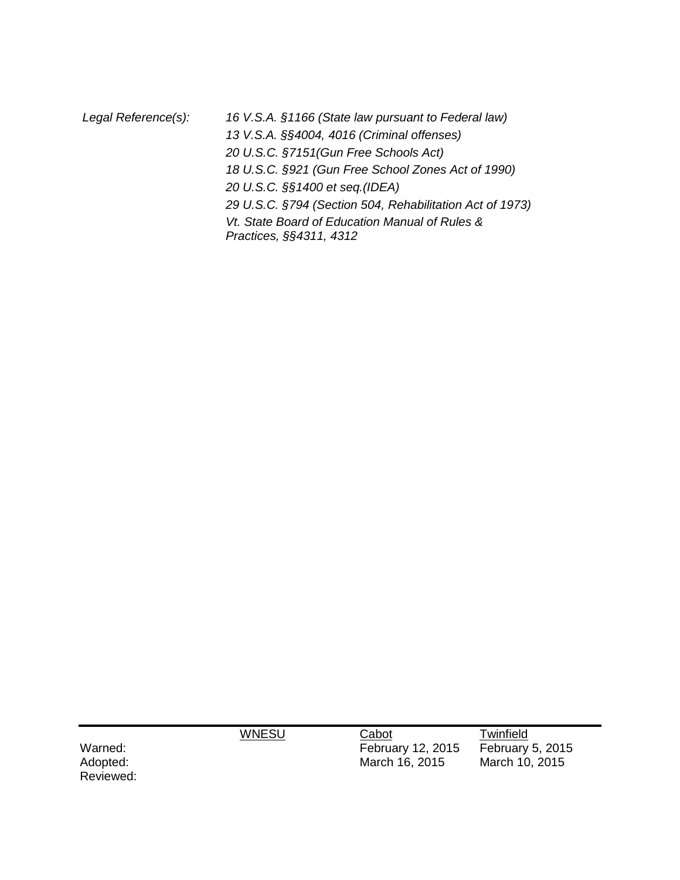*Legal Reference(s):*

*16 V.S.A. §1166 (State law pursuant to Federal law)*
*13 V.S.A. §§4004, 4016 (Criminal offenses)*
*20 U.S.C. §7151(Gun Free Schools Act)*
*18 U.S.C. §921 (Gun Free School Zones Act of 1990)*
*20 U.S.C. §§1400 et seq.(IDEA)*
*29 U.S.C. §794 (Section 504, Rehabilitation Act of 1973)*
*Vt. State Board of Education Manual of Rules & Practices, §§4311, 4312*

| | WNESU | Cabot | Twinfield |
|---|---|---|---|
| Warned: | | February 12, 2015 | February 5, 2015 |
| Adopted: | | March 16, 2015 | March 10, 2015 |
| Reviewed: | | | |